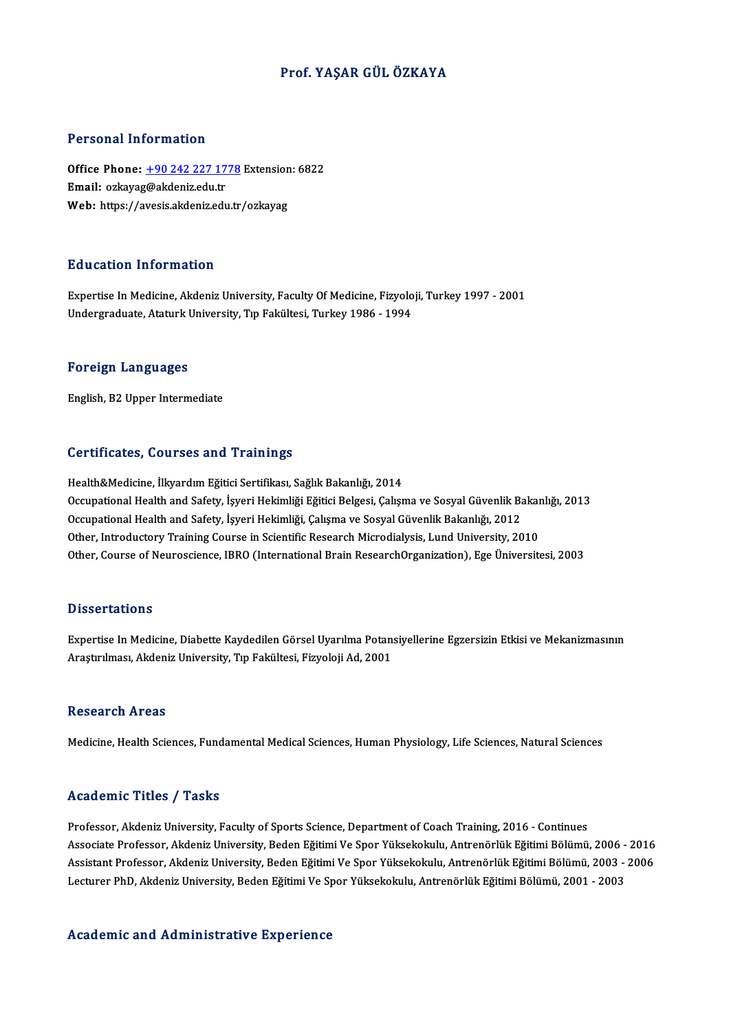# Prof. YAŞAR GÜL ÖZKAYA

## Personal Information

**Office Phone:** +90 242 227 1778 Extension: 6822
**Email:** ozkayag@akdeniz.edu.tr
**Web:** https://avesis.akdeniz.edu.tr/ozkayag

## Education Information

Expertise In Medicine, Akdeniz University, Faculty Of Medicine, Fizyoloji, Turkey 1997 - 2001
Undergraduate, Ataturk University, Tıp Fakültesi, Turkey 1986 - 1994

## Foreign Languages

English, B2 Upper Intermediate

## Certificates, Courses and Trainings

Health&Medicine, İlkyardım Eğitici Sertifikası, Sağlık Bakanlığı, 2014
Occupational Health and Safety, İşyeri Hekimliği Eğitici Belgesi, Çalışma ve Sosyal Güvenlik Bakanlığı, 2013
Occupational Health and Safety, İşyeri Hekimliği, Çalışma ve Sosyal Güvenlik Bakanlığı, 2012
Other, Introductory Training Course in Scientific Research Microdialysis, Lund University, 2010
Other, Course of Neuroscience, IBRO (International Brain ResearchOrganization), Ege Üniversitesi, 2003

## Dissertations

Expertise In Medicine, Diabette Kaydedilen Görsel Uyarılma Potansiyellerine Egzersizin Etkisi ve Mekanizmasının Araştırılması, Akdeniz University, Tıp Fakültesi, Fizyoloji Ad, 2001

## Research Areas

Medicine, Health Sciences, Fundamental Medical Sciences, Human Physiology, Life Sciences, Natural Sciences

## Academic Titles / Tasks

Professor, Akdeniz University, Faculty of Sports Science, Department of Coach Training, 2016 - Continues
Associate Professor, Akdeniz University, Beden Eğitimi Ve Spor Yüksekokulu, Antrenörlük Eğitimi Bölümü, 2006 - 2016
Assistant Professor, Akdeniz University, Beden Eğitimi Ve Spor Yüksekokulu, Antrenörlük Eğitimi Bölümü, 2003 - 2006
Lecturer PhD, Akdeniz University, Beden Eğitimi Ve Spor Yüksekokulu, Antrenörlük Eğitimi Bölümü, 2001 - 2003

## Academic and Administrative Experience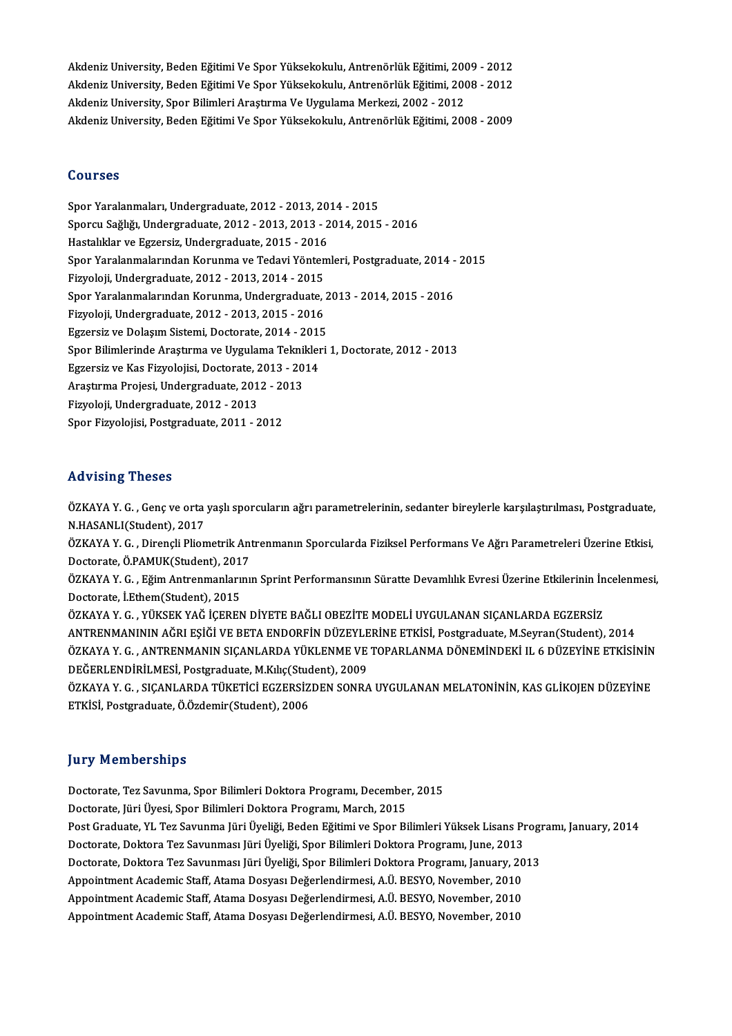Akdeniz University, Beden Eğitimi Ve Spor Yüksekokulu, Antrenörlük Eğitimi, 2009 - 2012
Akdeniz University, Beden Eğitimi Ve Spor Yüksekokulu, Antrenörlük Eğitimi, 2008 - 2012
Akdeniz University, Spor Bilimleri Araştırma Ve Uygulama Merkezi, 2002 - 2012
Akdeniz University, Beden Eğitimi Ve Spor Yüksekokulu, Antrenörlük Eğitimi, 2008 - 2009

## Courses

Spor Yaralanmaları, Undergraduate, 2012 - 2013, 2014 - 2015
Sporcu Sağlığı, Undergraduate, 2012 - 2013, 2013 - 2014, 2015 - 2016
Hastalıklar ve Egzersiz, Undergraduate, 2015 - 2016
Spor Yaralanmalarından Korunma ve Tedavi Yöntemleri, Postgraduate, 2014 - 2015
Fizyoloji, Undergraduate, 2012 - 2013, 2014 - 2015
Spor Yaralanmalarından Korunma, Undergraduate, 2013 - 2014, 2015 - 2016
Fizyoloji, Undergraduate, 2012 - 2013, 2015 - 2016
Egzersiz ve Dolaşım Sistemi, Doctorate, 2014 - 2015
Spor Bilimlerinde Araştırma ve Uygulama Teknikleri 1, Doctorate, 2012 - 2013
Egzersiz ve Kas Fizyolojisi, Doctorate, 2013 - 2014
Araştırma Projesi, Undergraduate, 2012 - 2013
Fizyoloji, Undergraduate, 2012 - 2013
Spor Fizyolojisi, Postgraduate, 2011 - 2012

## Advising Theses

ÖZKAYA Y. G. , Genç ve orta yaşlı sporcuların ağrı parametrelerinin, sedanter bireylerle karşılaştırılması, Postgraduate, N.HASANLI(Student), 2017

ÖZKAYA Y. G. , Dirençli Pliometrik Antrenmanın Sporcularda Fiziksel Performans Ve Ağrı Parametreleri Üzerine Etkisi, Doctorate, Ö.PAMUK(Student), 2017

ÖZKAYA Y. G. , Eğim Antrenmanlarının Sprint Performansının Süratte Devamlılık Evresi Üzerine Etkilerinin İncelenmesi, Doctorate, İ.Ethem(Student), 2015

ÖZKAYA Y. G. , YÜKSEK YAĞ İÇEREN DİYETE BAĞLI OBEZİTE MODELİ UYGULANAN SIÇANLARDA EGZERSİZ ANTRENMANININ AĞRI EŞİĞİ VE BETA ENDORFİN DÜZEYLERİNE ETKİSİ, Postgraduate, M.Seyran(Student), 2014

ÖZKAYA Y. G. , ANTRENMANIN SIÇANLARDA YÜKLENME VE TOPARLANMA DÖNEMİNDEKİ IL 6 DÜZEYİNE ETKİSİNİN DEĞERLENDİRİLMESİ, Postgraduate, M.Kılıç(Student), 2009

ÖZKAYA Y. G. , SIÇANLARDA TÜKETİCİ EGZERSİZDEN SONRA UYGULANAN MELATONİNİN, KAS GLİKOJEN DÜZEYİNE ETKİSİ, Postgraduate, Ö.Özdemir(Student), 2006

## Jury Memberships

Doctorate, Tez Savunma, Spor Bilimleri Doktora Programı, December, 2015
Doctorate, Jüri Üyesi, Spor Bilimleri Doktora Programı, March, 2015
Post Graduate, YL Tez Savunma Jüri Üyeliği, Beden Eğitimi ve Spor Bilimleri Yüksek Lisans Programı, January, 2014
Doctorate, Doktora Tez Savunması Jüri Üyeliği, Spor Bilimleri Doktora Programı, June, 2013
Doctorate, Doktora Tez Savunması Jüri Üyeliği, Spor Bilimleri Doktora Programı, January, 2013
Appointment Academic Staff, Atama Dosyası Değerlendirmesi, A.Ü. BESYO, November, 2010
Appointment Academic Staff, Atama Dosyası Değerlendirmesi, A.Ü. BESYO, November, 2010
Appointment Academic Staff, Atama Dosyası Değerlendirmesi, A.Ü. BESYO, November, 2010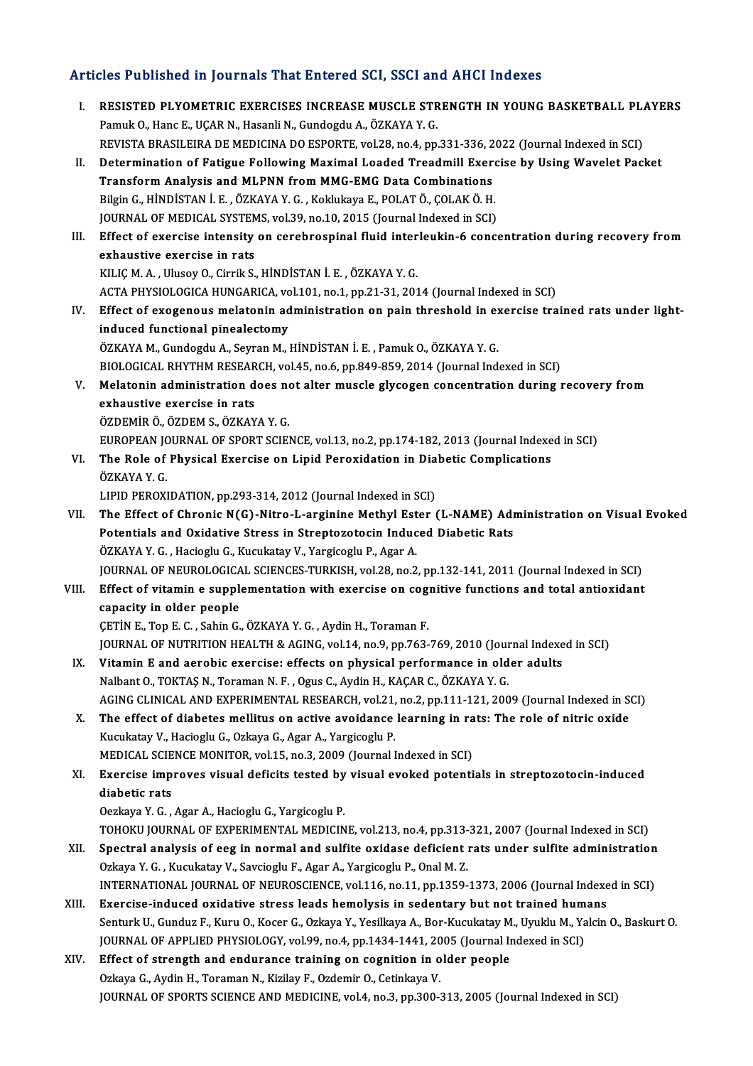## Articles Published in Journals That Entered SCI, SSCI and AHCI Indexes

I. **RESISTED PLYOMETRIC EXERCISES INCREASE MUSCLE STRENGTH IN YOUNG BASKETBALL PLAYERS**
Pamuk O., Hanc E., UÇAR N., Hasanli N., Gundogdu A., ÖZKAYA Y. G.
REVISTA BRASILEIRA DE MEDICINA DO ESPORTE, vol.28, no.4, pp.331-336, 2022 (Journal Indexed in SCI)

II. **Determination of Fatigue Following Maximal Loaded Treadmill Exercise by Using Wavelet Packet Transform Analysis and MLPNN from MMG-EMG Data Combinations**
Bilgin G., HİNDİSTAN İ. E. , ÖZKAYA Y. G. , Koklukaya E., POLAT Ö., ÇOLAK Ö. H.
JOURNAL OF MEDICAL SYSTEMS, vol.39, no.10, 2015 (Journal Indexed in SCI)

III. **Effect of exercise intensity on cerebrospinal fluid interleukin-6 concentration during recovery from exhaustive exercise in rats**
KILIÇ M. A. , Ulusoy O., Cirrik S., HİNDİSTAN İ. E. , ÖZKAYA Y. G.
ACTA PHYSIOLOGICA HUNGARICA, vol.101, no.1, pp.21-31, 2014 (Journal Indexed in SCI)

IV. **Effect of exogenous melatonin administration on pain threshold in exercise trained rats under light-induced functional pinealectomy**
ÖZKAYA M., Gundogdu A., Seyran M., HİNDİSTAN İ. E. , Pamuk O., ÖZKAYA Y. G.
BIOLOGICAL RHYTHM RESEARCH, vol.45, no.6, pp.849-859, 2014 (Journal Indexed in SCI)

V. **Melatonin administration does not alter muscle glycogen concentration during recovery from exhaustive exercise in rats**
ÖZDEMİR Ö., ÖZDEM S., ÖZKAYA Y. G.
EUROPEAN JOURNAL OF SPORT SCIENCE, vol.13, no.2, pp.174-182, 2013 (Journal Indexed in SCI)

VI. **The Role of Physical Exercise on Lipid Peroxidation in Diabetic Complications**
ÖZKAYA Y. G.
LIPID PEROXIDATION, pp.293-314, 2012 (Journal Indexed in SCI)

VII. **The Effect of Chronic N(G)-Nitro-L-arginine Methyl Ester (L-NAME) Administration on Visual Evoked Potentials and Oxidative Stress in Streptozotocin Induced Diabetic Rats**
ÖZKAYA Y. G. , Hacioglu G., Kucukatay V., Yargicoglu P., Agar A.
JOURNAL OF NEUROLOGICAL SCIENCES-TURKISH, vol.28, no.2, pp.132-141, 2011 (Journal Indexed in SCI)

VIII. **Effect of vitamin e supplementation with exercise on cognitive functions and total antioxidant capacity in older people**
ÇETİN E., Top E. C. , Sahin G., ÖZKAYA Y. G. , Aydin H., Toraman F.
JOURNAL OF NUTRITION HEALTH & AGING, vol.14, no.9, pp.763-769, 2010 (Journal Indexed in SCI)

IX. **Vitamin E and aerobic exercise: effects on physical performance in older adults**
Nalbant O., TOKTAŞ N., Toraman N. F. , Ogus C., Aydin H., KAÇAR C., ÖZKAYA Y. G.
AGING CLINICAL AND EXPERIMENTAL RESEARCH, vol.21, no.2, pp.111-121, 2009 (Journal Indexed in SCI)

X. **The effect of diabetes mellitus on active avoidance learning in rats: The role of nitric oxide**
Kucukatay V., Hacioglu G., Ozkaya G., Agar A., Yargicoglu P.
MEDICAL SCIENCE MONITOR, vol.15, no.3, 2009 (Journal Indexed in SCI)

XI. **Exercise improves visual deficits tested by visual evoked potentials in streptozotocin-induced diabetic rats**
Oezkaya Y. G. , Agar A., Hacioglu G., Yargicoglu P.
TOHOKU JOURNAL OF EXPERIMENTAL MEDICINE, vol.213, no.4, pp.313-321, 2007 (Journal Indexed in SCI)

XII. **Spectral analysis of eeg in normal and sulfite oxidase deficient rats under sulfite administration**
Ozkaya Y. G. , Kucukatay V., Savcioglu F., Agar A., Yargicoglu P., Onal M. Z.
INTERNATIONAL JOURNAL OF NEUROSCIENCE, vol.116, no.11, pp.1359-1373, 2006 (Journal Indexed in SCI)

XIII. **Exercise-induced oxidative stress leads hemolysis in sedentary but not trained humans**
Senturk U., Gunduz F., Kuru O., Kocer G., Ozkaya Y., Yesilkaya A., Bor-Kucukatay M., Uyuklu M., Yalcin O., Baskurt O.
JOURNAL OF APPLIED PHYSIOLOGY, vol.99, no.4, pp.1434-1441, 2005 (Journal Indexed in SCI)

XIV. **Effect of strength and endurance training on cognition in older people**
Ozkaya G., Aydin H., Toraman N., Kizilay F., Ozdemir O., Cetinkaya V.
JOURNAL OF SPORTS SCIENCE AND MEDICINE, vol.4, no.3, pp.300-313, 2005 (Journal Indexed in SCI)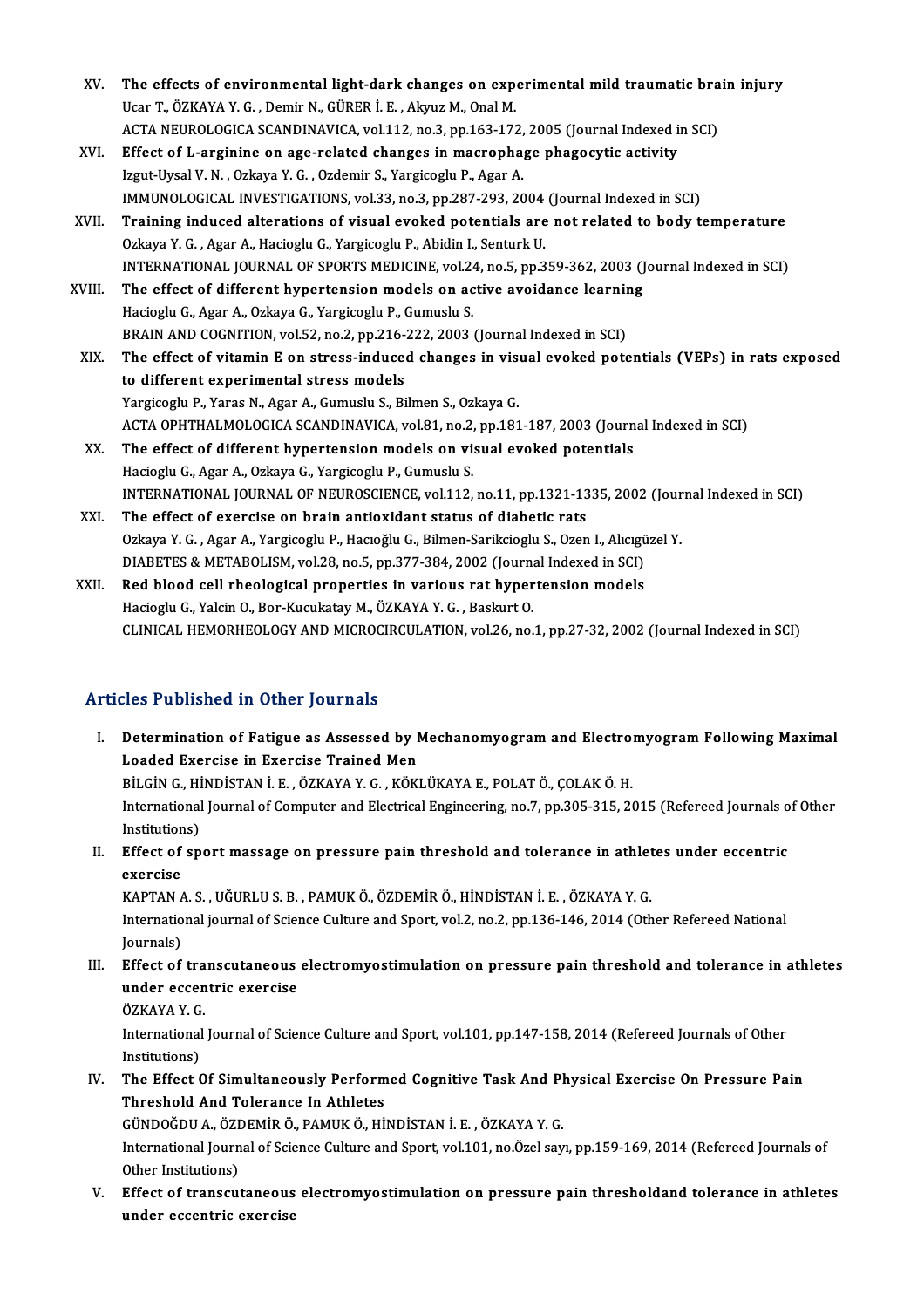XV. **The effects of environmental light-dark changes on experimental mild traumatic brain injury**
Ucar T., ÖZKAYA Y. G. , Demir N., GÜRER İ. E. , Akyuz M., Onal M.
ACTA NEUROLOGICA SCANDINAVICA, vol.112, no.3, pp.163-172, 2005 (Journal Indexed in SCI)

XVI. **Effect of L-arginine on age-related changes in macrophage phagocytic activity**
Izgut-Uysal V. N. , Ozkaya Y. G. , Ozdemir S., Yargicoglu P., Agar A.
IMMUNOLOGICAL INVESTIGATIONS, vol.33, no.3, pp.287-293, 2004 (Journal Indexed in SCI)

XVII. **Training induced alterations of visual evoked potentials are not related to body temperature**
Ozkaya Y. G. , Agar A., Hacioglu G., Yargicoglu P., Abidin I., Senturk U.
INTERNATIONAL JOURNAL OF SPORTS MEDICINE, vol.24, no.5, pp.359-362, 2003 (Journal Indexed in SCI)

XVIII. **The effect of different hypertension models on active avoidance learning**
Hacioglu G., Agar A., Ozkaya G., Yargicoglu P., Gumuslu S.
BRAIN AND COGNITION, vol.52, no.2, pp.216-222, 2003 (Journal Indexed in SCI)

XIX. **The effect of vitamin E on stress-induced changes in visual evoked potentials (VEPs) in rats exposed to different experimental stress models**
Yargicoglu P., Yaras N., Agar A., Gumuslu S., Bilmen S., Ozkaya G.
ACTA OPHTHALMOLOGICA SCANDINAVICA, vol.81, no.2, pp.181-187, 2003 (Journal Indexed in SCI)

XX. **The effect of different hypertension models on visual evoked potentials**
Hacioglu G., Agar A., Ozkaya G., Yargicoglu P., Gumuslu S.
INTERNATIONAL JOURNAL OF NEUROSCIENCE, vol.112, no.11, pp.1321-1335, 2002 (Journal Indexed in SCI)

XXI. **The effect of exercise on brain antioxidant status of diabetic rats**
Ozkaya Y. G. , Agar A., Yargicoglu P., Hacıoğlu G., Bilmen-Sarikcioglu S., Ozen I., Alıcıgüzel Y.
DIABETES & METABOLISM, vol.28, no.5, pp.377-384, 2002 (Journal Indexed in SCI)

XXII. **Red blood cell rheological properties in various rat hypertension models**
Hacioglu G., Yalcin O., Bor-Kucukatay M., ÖZKAYA Y. G. , Baskurt O.
CLINICAL HEMORHEOLOGY AND MICROCIRCULATION, vol.26, no.1, pp.27-32, 2002 (Journal Indexed in SCI)

## Articles Published in Other Journals

I. **Determination of Fatigue as Assessed by Mechanomyogram and Electromyogram Following Maximal Loaded Exercise in Exercise Trained Men**
BİLGİN G., HİNDİSTAN İ. E. , ÖZKAYA Y. G. , KÖKLÜKAYA E., POLAT Ö., ÇOLAK Ö. H.
International Journal of Computer and Electrical Engineering, no.7, pp.305-315, 2015 (Refereed Journals of Other Institutions)

II. **Effect of sport massage on pressure pain threshold and tolerance in athletes under eccentric exercise**
KAPTAN A. S. , UĞURLU S. B. , PAMUK Ö., ÖZDEMİR Ö., HİNDİSTAN İ. E. , ÖZKAYA Y. G.
International journal of Science Culture and Sport, vol.2, no.2, pp.136-146, 2014 (Other Refereed National Journals)

III. **Effect of transcutaneous electromyostimulation on pressure pain threshold and tolerance in athletes under eccentric exercise**
ÖZKAYA Y. G.
International Journal of Science Culture and Sport, vol.101, pp.147-158, 2014 (Refereed Journals of Other Institutions)

IV. **The Effect Of Simultaneously Performed Cognitive Task And Physical Exercise On Pressure Pain Threshold And Tolerance In Athletes**
GÜNDOĞDU A., ÖZDEMİR Ö., PAMUK Ö., HİNDİSTAN İ. E. , ÖZKAYA Y. G.
International Journal of Science Culture and Sport, vol.101, no.Özel sayı, pp.159-169, 2014 (Refereed Journals of Other Institutions)

V. **Effect of transcutaneous electromyostimulation on pressure pain thresholdand tolerance in athletes under eccentric exercise**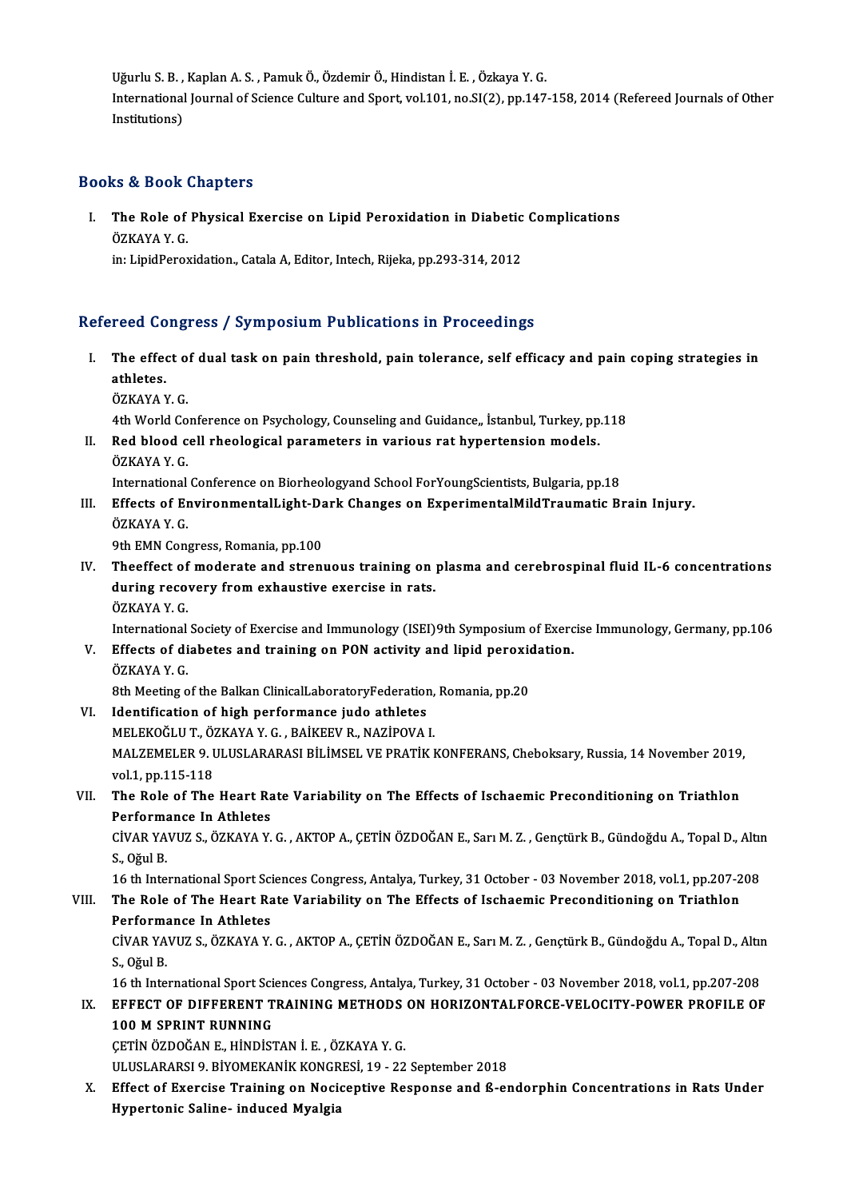Uğurlu S. B. , Kaplan A. S. , Pamuk Ö., Özdemir Ö., Hindistan İ. E. , Özkaya Y. G.
International Journal of Science Culture and Sport, vol.101, no.SI(2), pp.147-158, 2014 (Refereed Journals of Other Institutions)

## Books & Book Chapters

I. **The Role of Physical Exercise on Lipid Peroxidation in Diabetic Complications**
ÖZKAYA Y. G.
in: LipidPeroxidation., Catala A, Editor, Intech, Rijeka, pp.293-314, 2012

## Refereed Congress / Symposium Publications in Proceedings

I. **The effect of dual task on pain threshold, pain tolerance, self efficacy and pain coping strategies in athletes.**
ÖZKAYA Y. G.
4th World Conference on Psychology, Counseling and Guidance,, İstanbul, Turkey, pp.118

II. **Red blood cell rheological parameters in various rat hypertension models.**
ÖZKAYA Y. G.
International Conference on Biorheologyand School ForYoungScientists, Bulgaria, pp.18

III. **Effects of EnvironmentalLight-Dark Changes on ExperimentalMildTraumatic Brain Injury.**
ÖZKAYA Y. G.
9th EMN Congress, Romania, pp.100

IV. **Theeffect of moderate and strenuous training on plasma and cerebrospinal fluid IL-6 concentrations during recovery from exhaustive exercise in rats.**
ÖZKAYA Y. G.
International Society of Exercise and Immunology (ISEI)9th Symposium of Exercise Immunology, Germany, pp.106

V. **Effects of diabetes and training on PON activity and lipid peroxidation.**
ÖZKAYA Y. G.
8th Meeting of the Balkan ClinicalLaboratoryFederation, Romania, pp.20

VI. **Identification of high performance judo athletes**
MELEKOĞLU T., ÖZKAYA Y. G. , BAİKEEV R., NAZİPOVA I.
MALZEMELER 9. ULUSLARARASI BİLİMSEL VE PRATİK KONFERANS, Cheboksary, Russia, 14 November 2019, vol.1, pp.115-118

VII. **The Role of The Heart Rate Variability on The Effects of Ischaemic Preconditioning on Triathlon Performance In Athletes**
CİVAR YAVUZ S., ÖZKAYA Y. G. , AKTOP A., ÇETİN ÖZDOĞAN E., Sarı M. Z. , Gençtürk B., Gündoğdu A., Topal D., Altın S., Oğul B.
16 th International Sport Sciences Congress, Antalya, Turkey, 31 October - 03 November 2018, vol.1, pp.207-208

VIII. **The Role of The Heart Rate Variability on The Effects of Ischaemic Preconditioning on Triathlon Performance In Athletes**
CİVAR YAVUZ S., ÖZKAYA Y. G. , AKTOP A., ÇETİN ÖZDOĞAN E., Sarı M. Z. , Gençtürk B., Gündoğdu A., Topal D., Altın S., Oğul B.
16 th International Sport Sciences Congress, Antalya, Turkey, 31 October - 03 November 2018, vol.1, pp.207-208

IX. **EFFECT OF DIFFERENT TRAINING METHODS ON HORIZONTALFORCE-VELOCITY-POWER PROFILE OF 100 M SPRINT RUNNING**
ÇETİN ÖZDOĞAN E., HİNDİSTAN İ. E. , ÖZKAYA Y. G.
ULUSLARARSI 9. BİYOMEKANİK KONGRESİ, 19 - 22 September 2018

X. **Effect of Exercise Training on Nociceptive Response and ß-endorphin Concentrations in Rats Under Hypertonic Saline- induced Myalgia**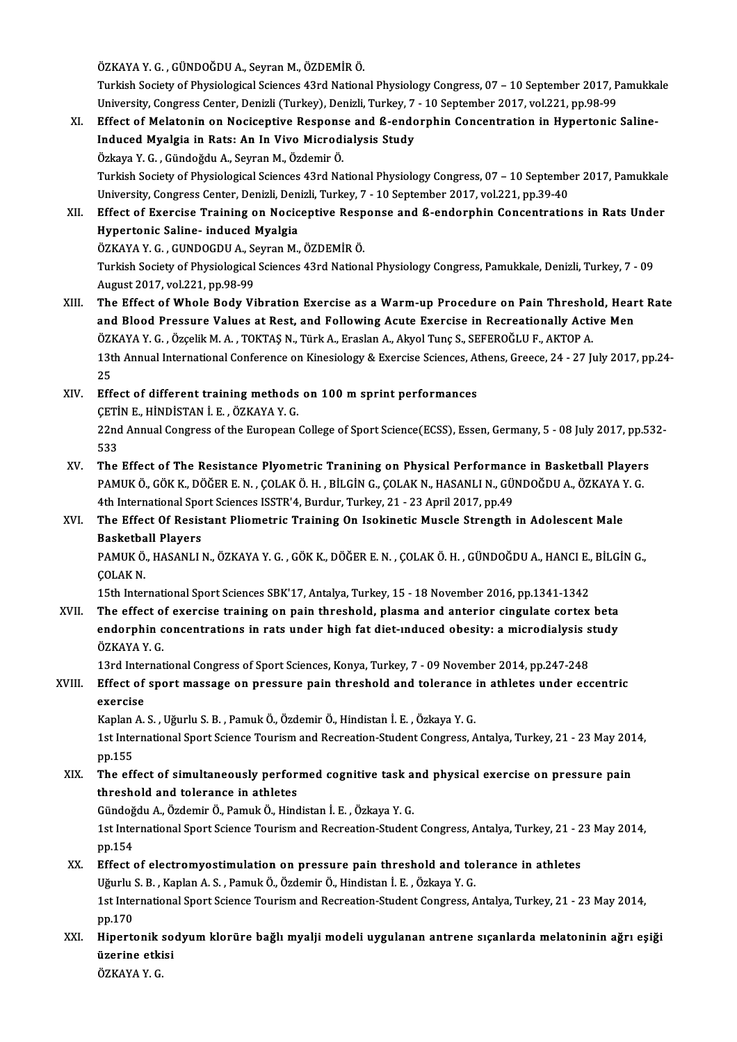ÖZKAYA Y. G. , GÜNDOĞDU A., Seyran M., ÖZDEMİR Ö.
Turkish Society of Physiological Sciences 43rd National Physiology Congress, 07 – 10 September 2017, Pamukkale University, Congress Center, Denizli (Turkey), Denizli, Turkey, 7 - 10 September 2017, vol.221, pp.98-99

XI. **Effect of Melatonin on Nociceptive Response and ß-endorphin Concentration in Hypertonic Saline-Induced Myalgia in Rats: An In Vivo Microdialysis Study**
Özkaya Y. G. , Gündoğdu A., Seyran M., Özdemir Ö.
Turkish Society of Physiological Sciences 43rd National Physiology Congress, 07 – 10 September 2017, Pamukkale University, Congress Center, Denizli, Denizli, Turkey, 7 - 10 September 2017, vol.221, pp.39-40

XII. **Effect of Exercise Training on Nociceptive Response and ß-endorphin Concentrations in Rats Under Hypertonic Saline- induced Myalgia**
ÖZKAYA Y. G. , GUNDOGDU A., Seyran M., ÖZDEMİR Ö.
Turkish Society of Physiological Sciences 43rd National Physiology Congress, Pamukkale, Denizli, Turkey, 7 - 09 August 2017, vol.221, pp.98-99

XIII. **The Effect of Whole Body Vibration Exercise as a Warm-up Procedure on Pain Threshold, Heart Rate and Blood Pressure Values at Rest, and Following Acute Exercise in Recreationally Active Men**
ÖZKAYA Y. G. , Özçelik M. A. , TOKTAŞ N., Türk A., Eraslan A., Akyol Tunç S., SEFEROĞLU F., AKTOP A.
13th Annual International Conference on Kinesiology & Exercise Sciences, Athens, Greece, 24 - 27 July 2017, pp.24-25

XIV. **Effect of different training methods on 100 m sprint performances**
ÇETİN E., HİNDİSTAN İ. E. , ÖZKAYA Y. G.
22nd Annual Congress of the European College of Sport Science(ECSS), Essen, Germany, 5 - 08 July 2017, pp.532-533

XV. **The Effect of The Resistance Plyometric Tranining on Physical Performance in Basketball Players**
PAMUK Ö., GÖK K., DÖĞER E. N. , ÇOLAK Ö. H. , BİLGİN G., ÇOLAK N., HASANLI N., GÜNDOĞDU A., ÖZKAYA Y. G.
4th International Sport Sciences ISSTR'4, Burdur, Turkey, 21 - 23 April 2017, pp.49

XVI. **The Effect Of Resistant Pliometric Training On Isokinetic Muscle Strength in Adolescent Male Basketball Players**
PAMUK Ö., HASANLI N., ÖZKAYA Y. G. , GÖK K., DÖĞER E. N. , ÇOLAK Ö. H. , GÜNDOĞDU A., HANCI E., BİLGİN G., ÇOLAK N.
15th International Sport Sciences SBK'17, Antalya, Turkey, 15 - 18 November 2016, pp.1341-1342

XVII. **The effect of exercise training on pain threshold, plasma and anterior cingulate cortex beta endorphin concentrations in rats under high fat diet-ınduced obesity: a microdialysis study**
ÖZKAYA Y. G.
13rd International Congress of Sport Sciences, Konya, Turkey, 7 - 09 November 2014, pp.247-248

XVIII. **Effect of sport massage on pressure pain threshold and tolerance in athletes under eccentric exercise**
Kaplan A. S. , Uğurlu S. B. , Pamuk Ö., Özdemir Ö., Hindistan İ. E. , Özkaya Y. G.
1st International Sport Science Tourism and Recreation-Student Congress, Antalya, Turkey, 21 - 23 May 2014, pp.155

XIX. **The effect of simultaneously performed cognitive task and physical exercise on pressure pain threshold and tolerance in athletes**
Gündoğdu A., Özdemir Ö., Pamuk Ö., Hindistan İ. E. , Özkaya Y. G.
1st International Sport Science Tourism and Recreation-Student Congress, Antalya, Turkey, 21 - 23 May 2014, pp.154

XX. **Effect of electromyostimulation on pressure pain threshold and tolerance in athletes**
Uğurlu S. B. , Kaplan A. S. , Pamuk Ö., Özdemir Ö., Hindistan İ. E. , Özkaya Y. G.
1st International Sport Science Tourism and Recreation-Student Congress, Antalya, Turkey, 21 - 23 May 2014, pp.170

XXI. **Hipertonik sodyum klorüre bağlı myalji modeli uygulanan antrene sıçanlarda melatoninin ağrı eşiği üzerine etkisi**
ÖZKAYA Y. G.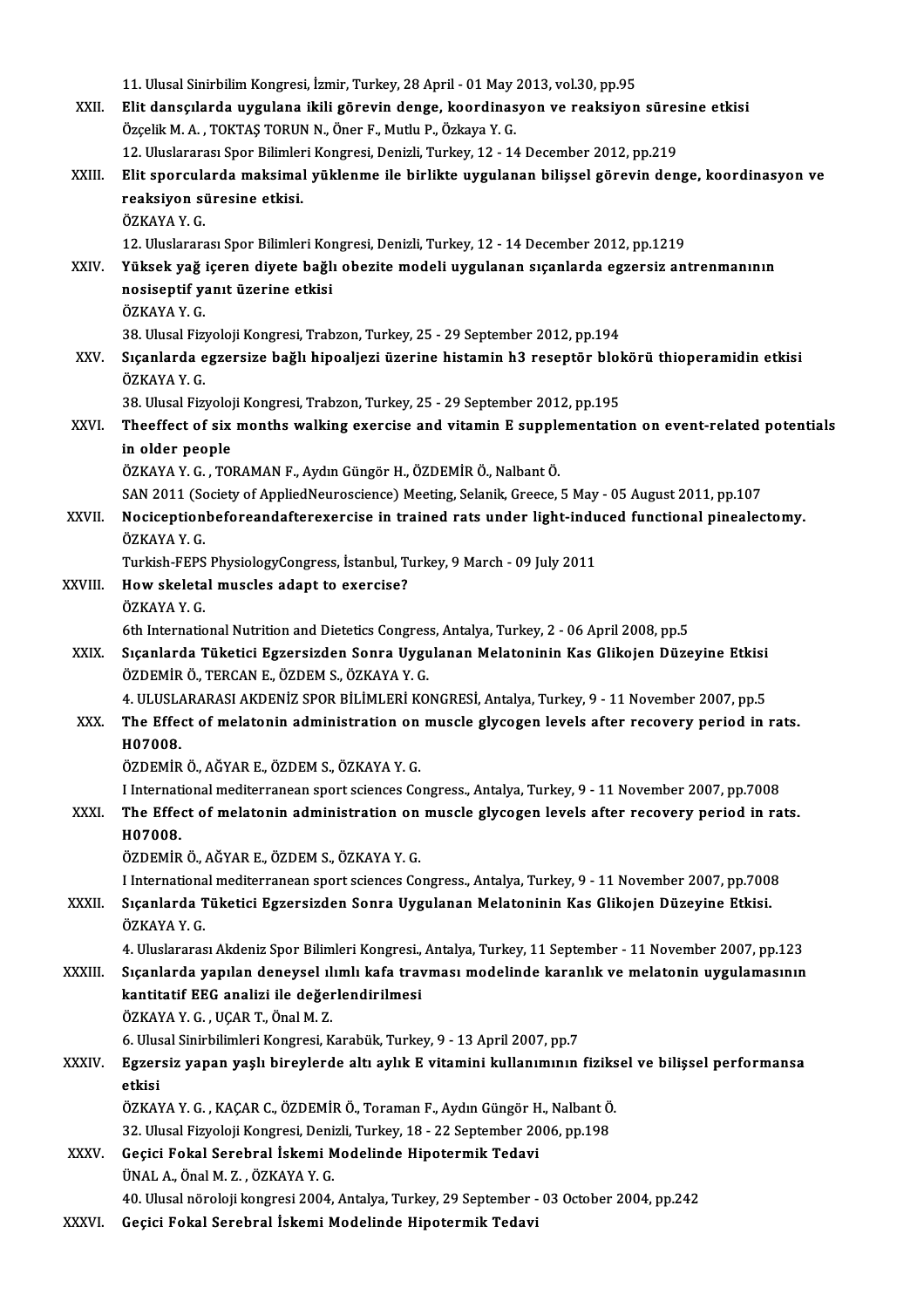11. Ulusal Sinirbilim Kongresi, İzmir, Turkey, 28 April - 01 May 2013, vol.30, pp.95

XXII. **Elit dansçılarda uygulana ikili görevin denge, koordinasyon ve reaksiyon süresine etkisi**
Özçelik M. A. , TOKTAŞ TORUN N., Öner F., Mutlu P., Özkaya Y. G.
12. Uluslararası Spor Bilimleri Kongresi, Denizli, Turkey, 12 - 14 December 2012, pp.219

XXIII. **Elit sporcularda maksimal yüklenme ile birlikte uygulanan bilişsel görevin denge, koordinasyon ve reaksiyon süresine etkisi.**
ÖZKAYA Y. G.
12. Uluslararası Spor Bilimleri Kongresi, Denizli, Turkey, 12 - 14 December 2012, pp.1219

XXIV. **Yüksek yağ içeren diyete bağlı obezite modeli uygulanan sıçanlarda egzersiz antrenmanının nosiseptif yanıt üzerine etkisi**
ÖZKAYA Y. G.
38. Ulusal Fizyoloji Kongresi, Trabzon, Turkey, 25 - 29 September 2012, pp.194

XXV. **Sıçanlarda egzersize bağlı hipoaljezi üzerine histamin h3 reseptör blokörü thioperamidin etkisi**
ÖZKAYA Y. G.
38. Ulusal Fizyoloji Kongresi, Trabzon, Turkey, 25 - 29 September 2012, pp.195

XXVI. **Theeffect of six months walking exercise and vitamin E supplementation on event-related potentials in older people**
ÖZKAYA Y. G. , TORAMAN F., Aydın Güngör H., ÖZDEMİR Ö., Nalbant Ö.
SAN 2011 (Society of AppliedNeuroscience) Meeting, Selanik, Greece, 5 May - 05 August 2011, pp.107

XXVII. **Nociceptionbeforeandafterexercise in trained rats under light-induced functional pinealectomy.**
ÖZKAYA Y. G.
Turkish-FEPS PhysiologyCongress, İstanbul, Turkey, 9 March - 09 July 2011

XXVIII. **How skeletal muscles adapt to exercise?**
ÖZKAYA Y. G.
6th International Nutrition and Dietetics Congress, Antalya, Turkey, 2 - 06 April 2008, pp.5

XXIX. **Sıçanlarda Tüketici Egzersizden Sonra Uygulanan Melatoninin Kas Glikojen Düzeyine Etkisi**
ÖZDEMİR Ö., TERCAN E., ÖZDEM S., ÖZKAYA Y. G.
4. ULUSLARARASI AKDENİZ SPOR BİLİMLERİ KONGRESİ, Antalya, Turkey, 9 - 11 November 2007, pp.5

XXX. **The Effect of melatonin administration on muscle glycogen levels after recovery period in rats. H07008.**
ÖZDEMİR Ö., AĞYAR E., ÖZDEM S., ÖZKAYA Y. G.
I International mediterranean sport sciences Congress., Antalya, Turkey, 9 - 11 November 2007, pp.7008

XXXI. **The Effect of melatonin administration on muscle glycogen levels after recovery period in rats. H07008.**
ÖZDEMİR Ö., AĞYAR E., ÖZDEM S., ÖZKAYA Y. G.
I International mediterranean sport sciences Congress., Antalya, Turkey, 9 - 11 November 2007, pp.7008

XXXII. **Sıçanlarda Tüketici Egzersizden Sonra Uygulanan Melatoninin Kas Glikojen Düzeyine Etkisi.**
ÖZKAYA Y. G.
4. Uluslararası Akdeniz Spor Bilimleri Kongresi., Antalya, Turkey, 11 September - 11 November 2007, pp.123

XXXIII. **Sıçanlarda yapılan deneysel ılımlı kafa travması modelinde karanlık ve melatonin uygulamasının kantitatif EEG analizi ile değerlendirilmesi**
ÖZKAYA Y. G. , UÇAR T., Önal M. Z.
6. Ulusal Sinirbilimleri Kongresi, Karabük, Turkey, 9 - 13 April 2007, pp.7

XXXIV. **Egzersiz yapan yaşlı bireylerde altı aylık E vitamini kullanımının fiziksel ve bilişsel performansa etkisi**
ÖZKAYA Y. G. , KAÇAR C., ÖZDEMİR Ö., Toraman F., Aydın Güngör H., Nalbant Ö.
32. Ulusal Fizyoloji Kongresi, Denizli, Turkey, 18 - 22 September 2006, pp.198

XXXV. **Geçici Fokal Serebral İskemi Modelinde Hipotermik Tedavi**
ÜNAL A., Önal M. Z. , ÖZKAYA Y. G.
40. Ulusal nöroloji kongresi 2004, Antalya, Turkey, 29 September - 03 October 2004, pp.242

XXXVI. **Geçici Fokal Serebral İskemi Modelinde Hipotermik Tedavi**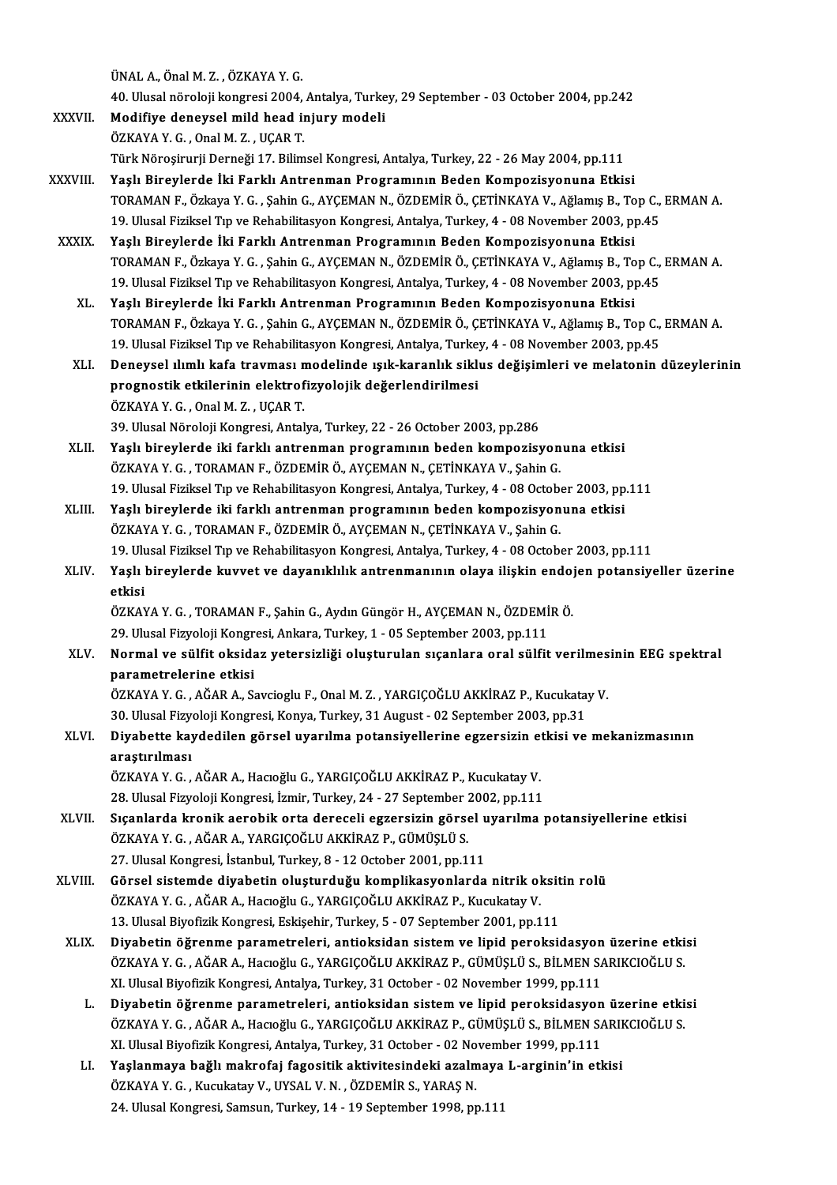ÜNAL A., Önal M. Z. , ÖZKAYA Y. G.
40. Ulusal nöroloji kongresi 2004, Antalya, Turkey, 29 September - 03 October 2004, pp.242

XXXVII. **Modifiye deneysel mild head injury modeli**
ÖZKAYA Y. G. , Onal M. Z. , UÇAR T.
Türk Nöroşirurji Derneği 17. Bilimsel Kongresi, Antalya, Turkey, 22 - 26 May 2004, pp.111

XXXVIII. **Yaşlı Bireylerde İki Farklı Antrenman Programının Beden Kompozisyonuna Etkisi**
TORAMAN F., Özkaya Y. G. , Şahin G., AYÇEMAN N., ÖZDEMİR Ö., ÇETİNKAYA V., Ağlamış B., Top C., ERMAN A.
19. Ulusal Fiziksel Tıp ve Rehabilitasyon Kongresi, Antalya, Turkey, 4 - 08 November 2003, pp.45

XXXIX. **Yaşlı Bireylerde İki Farklı Antrenman Programının Beden Kompozisyonuna Etkisi**
TORAMAN F., Özkaya Y. G. , Şahin G., AYÇEMAN N., ÖZDEMİR Ö., ÇETİNKAYA V., Ağlamış B., Top C., ERMAN A.
19. Ulusal Fiziksel Tıp ve Rehabilitasyon Kongresi, Antalya, Turkey, 4 - 08 November 2003, pp.45

XL. **Yaşlı Bireylerde İki Farklı Antrenman Programının Beden Kompozisyonuna Etkisi**
TORAMAN F., Özkaya Y. G. , Şahin G., AYÇEMAN N., ÖZDEMİR Ö., ÇETİNKAYA V., Ağlamış B., Top C., ERMAN A.
19. Ulusal Fiziksel Tıp ve Rehabilitasyon Kongresi, Antalya, Turkey, 4 - 08 November 2003, pp.45

XLI. **Deneysel ılımlı kafa travması modelinde ışık-karanlık siklus değişimleri ve melatonin düzeylerinin prognostik etkilerinin elektrofizyolojik değerlendirilmesi**
ÖZKAYA Y. G. , Onal M. Z. , UÇAR T.
39. Ulusal Nöroloji Kongresi, Antalya, Turkey, 22 - 26 October 2003, pp.286

XLII. **Yaşlı bireylerde iki farklı antrenman programının beden kompozisyonuna etkisi**
ÖZKAYA Y. G. , TORAMAN F., ÖZDEMİR Ö., AYÇEMAN N., ÇETİNKAYA V., Şahin G.
19. Ulusal Fiziksel Tıp ve Rehabilitasyon Kongresi, Antalya, Turkey, 4 - 08 October 2003, pp.111

XLIII. **Yaşlı bireylerde iki farklı antrenman programının beden kompozisyonuna etkisi**
ÖZKAYA Y. G. , TORAMAN F., ÖZDEMİR Ö., AYÇEMAN N., ÇETİNKAYA V., Şahin G.
19. Ulusal Fiziksel Tıp ve Rehabilitasyon Kongresi, Antalya, Turkey, 4 - 08 October 2003, pp.111

XLIV. **Yaşlı bireylerde kuvvet ve dayanıklılık antrenmanının olaya ilişkin endojen potansiyeller üzerine etkisi**
ÖZKAYA Y. G. , TORAMAN F., Şahin G., Aydın Güngör H., AYÇEMAN N., ÖZDEMİR Ö.
29. Ulusal Fizyoloji Kongresi, Ankara, Turkey, 1 - 05 September 2003, pp.111

XLV. **Normal ve sülfit oksidaz yetersizliği oluşturulan sıçanlara oral sülfit verilmesinin EEG spektral parametrelerine etkisi**
ÖZKAYA Y. G. , AĞAR A., Savcioglu F., Onal M. Z. , YARGIÇOĞLU AKKİRAZ P., Kucukatay V.
30. Ulusal Fizyoloji Kongresi, Konya, Turkey, 31 August - 02 September 2003, pp.31

XLVI. **Diyabette kaydedilen görsel uyarılma potansiyellerine egzersizin etkisi ve mekanizmasının araştırılması**
ÖZKAYA Y. G. , AĞAR A., Hacıoğlu G., YARGIÇOĞLU AKKİRAZ P., Kucukatay V.
28. Ulusal Fizyoloji Kongresi, İzmir, Turkey, 24 - 27 September 2002, pp.111

XLVII. **Sıçanlarda kronik aerobik orta dereceli egzersizin görsel uyarılma potansiyellerine etkisi**
ÖZKAYA Y. G. , AĞAR A., YARGIÇOĞLU AKKİRAZ P., GÜMÜŞLÜ S.
27. Ulusal Kongresi, İstanbul, Turkey, 8 - 12 October 2001, pp.111

XLVIII. **Görsel sistemde diyabetin oluşturduğu komplikasyonlarda nitrik oksitin rolü**
ÖZKAYA Y. G. , AĞAR A., Hacıoğlu G., YARGIÇOĞLU AKKİRAZ P., Kucukatay V.
13. Ulusal Biyofizik Kongresi, Eskişehir, Turkey, 5 - 07 September 2001, pp.111

XLIX. **Diyabetin öğrenme parametreleri, antioksidan sistem ve lipid peroksidasyon üzerine etkisi**
ÖZKAYA Y. G. , AĞAR A., Hacıoğlu G., YARGIÇOĞLU AKKİRAZ P., GÜMÜŞLÜ S., BİLMEN SARIKCIOĞLU S.
XI. Ulusal Biyofizik Kongresi, Antalya, Turkey, 31 October - 02 November 1999, pp.111

L. **Diyabetin öğrenme parametreleri, antioksidan sistem ve lipid peroksidasyon üzerine etkisi**
ÖZKAYA Y. G. , AĞAR A., Hacıoğlu G., YARGIÇOĞLU AKKİRAZ P., GÜMÜŞLÜ S., BİLMEN SARIKCIOĞLU S.
XI. Ulusal Biyofizik Kongresi, Antalya, Turkey, 31 October - 02 November 1999, pp.111

LI. **Yaşlanmaya bağlı makrofaj fagositik aktivitesindeki azalmaya L-arginin'in etkisi**
ÖZKAYA Y. G. , Kucukatay V., UYSAL V. N. , ÖZDEMİR S., YARAŞ N.
24. Ulusal Kongresi, Samsun, Turkey, 14 - 19 September 1998, pp.111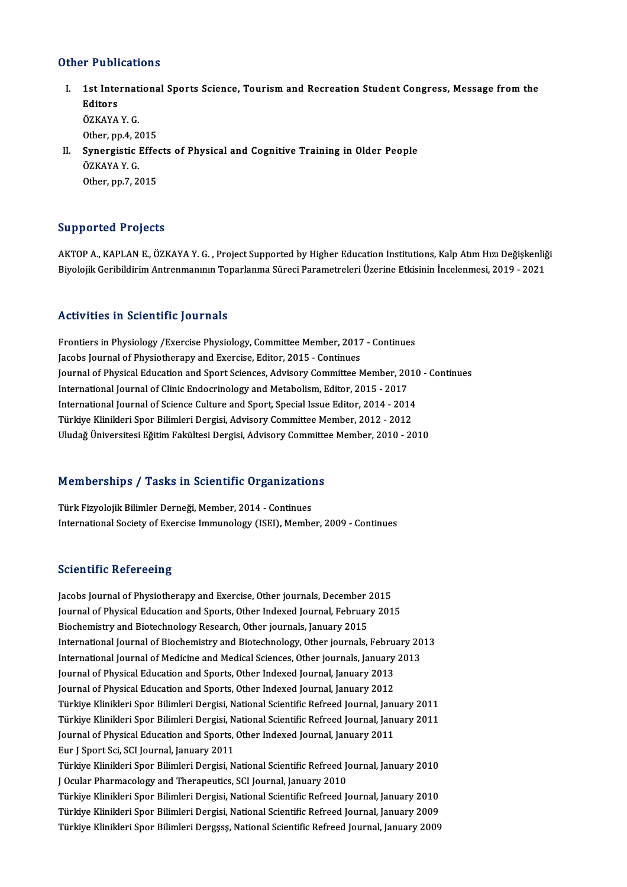## Other Publications

I. **1st International Sports Science, Tourism and Recreation Student Congress, Message from the Editors**
   ÖZKAYA Y. G.
   Other, pp.4, 2015

II. **Synergistic Effects of Physical and Cognitive Training in Older People**
   ÖZKAYA Y. G.
   Other, pp.7, 2015

## Supported Projects

AKTOP A., KAPLAN E., ÖZKAYA Y. G. , Project Supported by Higher Education Institutions, Kalp Atım Hızı Değişkenliği Biyolojik Geribildirim Antrenmanının Toparlanma Süreci Parametreleri Üzerine Etkisinin İncelenmesi, 2019 - 2021

## Activities in Scientific Journals

Frontiers in Physiology /Exercise Physiology, Committee Member, 2017 - Continues
Jacobs Journal of Physiotherapy and Exercise, Editor, 2015 - Continues
Journal of Physical Education and Sport Sciences, Advisory Committee Member, 2010 - Continues
International Journal of Clinic Endocrinology and Metabolism, Editor, 2015 - 2017
International Journal of Science Culture and Sport, Special Issue Editor, 2014 - 2014
Türkiye Klinikleri Spor Bilimleri Dergisi, Advisory Committee Member, 2012 - 2012
Uludağ Üniversitesi Eğitim Fakültesi Dergisi, Advisory Committee Member, 2010 - 2010

## Memberships / Tasks in Scientific Organizations

Türk Fizyolojik Bilimler Derneği, Member, 2014 - Continues
International Society of Exercise Immunology (ISEI), Member, 2009 - Continues

## Scientific Refereeing

Jacobs Journal of Physiotherapy and Exercise, Other journals, December 2015
Journal of Physical Education and Sports, Other Indexed Journal, February 2015
Biochemistry and Biotechnology Research, Other journals, January 2015
International Journal of Biochemistry and Biotechnology, Other journals, February 2013
International Journal of Medicine and Medical Sciences, Other journals, January 2013
Journal of Physical Education and Sports, Other Indexed Journal, January 2013
Journal of Physical Education and Sports, Other Indexed Journal, January 2012
Türkiye Klinikleri Spor Bilimleri Dergisi, National Scientific Refreed Journal, January 2011
Türkiye Klinikleri Spor Bilimleri Dergisi, National Scientific Refreed Journal, January 2011
Journal of Physical Education and Sports, Other Indexed Journal, January 2011
Eur J Sport Sci, SCI Journal, January 2011
Türkiye Klinikleri Spor Bilimleri Dergisi, National Scientific Refreed Journal, January 2010
J Ocular Pharmacology and Therapeutics, SCI Journal, January 2010
Türkiye Klinikleri Spor Bilimleri Dergisi, National Scientific Refreed Journal, January 2010
Türkiye Klinikleri Spor Bilimleri Dergisi, National Scientific Refreed Journal, January 2009
Türkiye Klinikleri Spor Bilimleri Dergşsş, National Scientific Refreed Journal, January 2009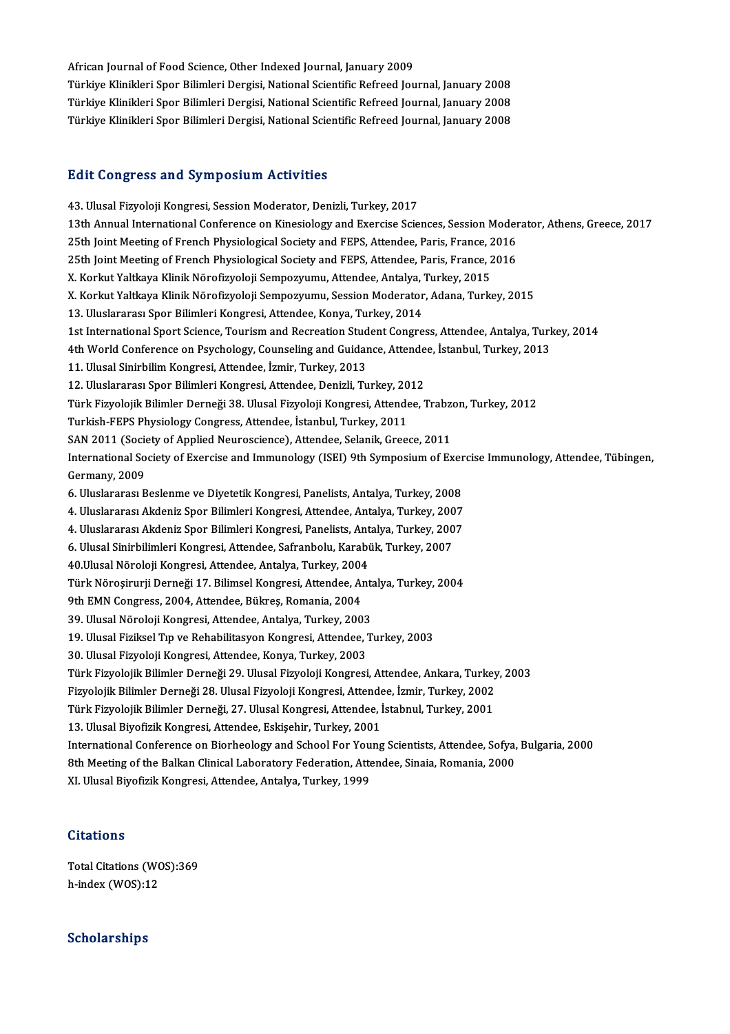African Journal of Food Science, Other Indexed Journal, January 2009
Türkiye Klinikleri Spor Bilimleri Dergisi, National Scientific Refreed Journal, January 2008
Türkiye Klinikleri Spor Bilimleri Dergisi, National Scientific Refreed Journal, January 2008
Türkiye Klinikleri Spor Bilimleri Dergisi, National Scientific Refreed Journal, January 2008

## Edit Congress and Symposium Activities

43. Ulusal Fizyoloji Kongresi, Session Moderator, Denizli, Turkey, 2017
13th Annual International Conference on Kinesiology and Exercise Sciences, Session Moderator, Athens, Greece, 2017
25th Joint Meeting of French Physiological Society and FEPS, Attendee, Paris, France, 2016
25th Joint Meeting of French Physiological Society and FEPS, Attendee, Paris, France, 2016
X. Korkut Yaltkaya Klinik Nörofizyoloji Sempozyumu, Attendee, Antalya, Turkey, 2015
X. Korkut Yaltkaya Klinik Nörofizyoloji Sempozyumu, Session Moderator, Adana, Turkey, 2015
13. Uluslararası Spor Bilimleri Kongresi, Attendee, Konya, Turkey, 2014
1st International Sport Science, Tourism and Recreation Student Congress, Attendee, Antalya, Turkey, 2014
4th World Conference on Psychology, Counseling and Guidance, Attendee, İstanbul, Turkey, 2013
11. Ulusal Sinirbilim Kongresi, Attendee, İzmir, Turkey, 2013
12. Uluslararası Spor Bilimleri Kongresi, Attendee, Denizli, Turkey, 2012
Türk Fizyolojik Bilimler Derneği 38. Ulusal Fizyoloji Kongresi, Attendee, Trabzon, Turkey, 2012
Turkish-FEPS Physiology Congress, Attendee, İstanbul, Turkey, 2011
SAN 2011 (Society of Applied Neuroscience), Attendee, Selanik, Greece, 2011
International Society of Exercise and Immunology (ISEI) 9th Symposium of Exercise Immunology, Attendee, Tübingen, Germany, 2009
6. Uluslararası Beslenme ve Diyetetik Kongresi, Panelists, Antalya, Turkey, 2008
4. Uluslararası Akdeniz Spor Bilimleri Kongresi, Attendee, Antalya, Turkey, 2007
4. Uluslararası Akdeniz Spor Bilimleri Kongresi, Panelists, Antalya, Turkey, 2007
6. Ulusal Sinirbilimleri Kongresi, Attendee, Safranbolu, Karabük, Turkey, 2007
40.Ulusal Nöroloji Kongresi, Attendee, Antalya, Turkey, 2004
Türk Nöroşirurji Derneği 17. Bilimsel Kongresi, Attendee, Antalya, Turkey, 2004
9th EMN Congress, 2004, Attendee, Bükreş, Romania, 2004
39. Ulusal Nöroloji Kongresi, Attendee, Antalya, Turkey, 2003
19. Ulusal Fiziksel Tıp ve Rehabilitasyon Kongresi, Attendee, Turkey, 2003
30. Ulusal Fizyoloji Kongresi, Attendee, Konya, Turkey, 2003
Türk Fizyolojik Bilimler Derneği 29. Ulusal Fizyoloji Kongresi, Attendee, Ankara, Turkey, 2003
Fizyolojik Bilimler Derneği 28. Ulusal Fizyoloji Kongresi, Attendee, İzmir, Turkey, 2002
Türk Fizyolojik Bilimler Derneği, 27. Ulusal Kongresi, Attendee, İstabnul, Turkey, 2001
13. Ulusal Biyofizik Kongresi, Attendee, Eskişehir, Turkey, 2001
International Conference on Biorheology and School For Young Scientists, Attendee, Sofya, Bulgaria, 2000
8th Meeting of the Balkan Clinical Laboratory Federation, Attendee, Sinaia, Romania, 2000
XI. Ulusal Biyofizik Kongresi, Attendee, Antalya, Turkey, 1999

## Citations

Total Citations (WOS):369
h-index (WOS):12

## Scholarships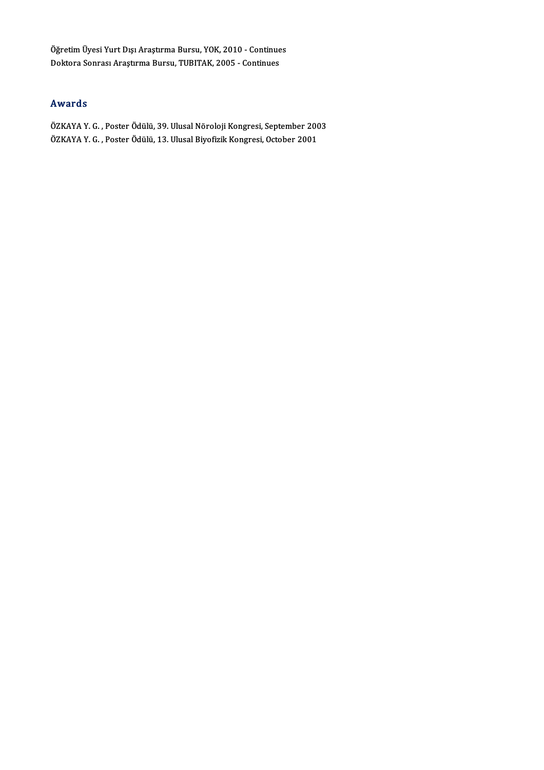Öğretim Üyesi Yurt Dışı Araştırma Bursu, YOK, 2010 - Continues
Doktora Sonrası Araştırma Bursu, TUBITAK, 2005 - Continues

## Awards

ÖZKAYA Y. G. , Poster Ödülü, 39. Ulusal Nöroloji Kongresi, September 2003
ÖZKAYA Y. G. , Poster Ödülü, 13. Ulusal Biyofizik Kongresi, October 2001